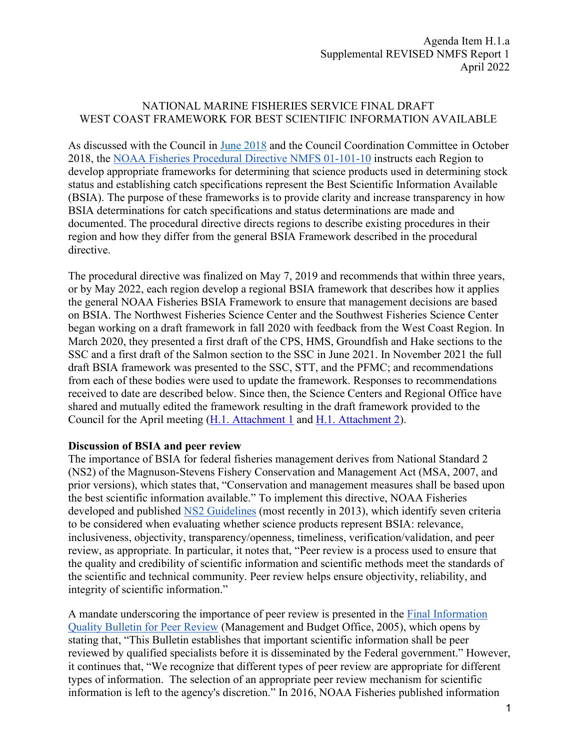Agenda Item H.1.a
Supplemental REVISED NMFS Report 1
April 2022

# NATIONAL MARINE FISHERIES SERVICE FINAL DRAFT WEST COAST FRAMEWORK FOR BEST SCIENTIFIC INFORMATION AVAILABLE

As discussed with the Council in June 2018 and the Council Coordination Committee in October 2018, the NOAA Fisheries Procedural Directive NMFS 01-101-10 instructs each Region to develop appropriate frameworks for determining that science products used in determining stock status and establishing catch specifications represent the Best Scientific Information Available (BSIA). The purpose of these frameworks is to provide clarity and increase transparency in how BSIA determinations for catch specifications and status determinations are made and documented. The procedural directive directs regions to describe existing procedures in their region and how they differ from the general BSIA Framework described in the procedural directive.

The procedural directive was finalized on May 7, 2019 and recommends that within three years, or by May 2022, each region develop a regional BSIA framework that describes how it applies the general NOAA Fisheries BSIA Framework to ensure that management decisions are based on BSIA. The Northwest Fisheries Science Center and the Southwest Fisheries Science Center began working on a draft framework in fall 2020 with feedback from the West Coast Region. In March 2020, they presented a first draft of the CPS, HMS, Groundfish and Hake sections to the SSC and a first draft of the Salmon section to the SSC in June 2021. In November 2021 the full draft BSIA framework was presented to the SSC, STT, and the PFMC; and recommendations from each of these bodies were used to update the framework. Responses to recommendations received to date are described below. Since then, the Science Centers and Regional Office have shared and mutually edited the framework resulting in the draft framework provided to the Council for the April meeting (H.1. Attachment 1 and H.1. Attachment 2).

**Discussion of BSIA and peer review**

The importance of BSIA for federal fisheries management derives from National Standard 2 (NS2) of the Magnuson-Stevens Fishery Conservation and Management Act (MSA, 2007, and prior versions), which states that, "Conservation and management measures shall be based upon the best scientific information available." To implement this directive, NOAA Fisheries developed and published NS2 Guidelines (most recently in 2013), which identify seven criteria to be considered when evaluating whether science products represent BSIA: relevance, inclusiveness, objectivity, transparency/openness, timeliness, verification/validation, and peer review, as appropriate. In particular, it notes that, "Peer review is a process used to ensure that the quality and credibility of scientific information and scientific methods meet the standards of the scientific and technical community. Peer review helps ensure objectivity, reliability, and integrity of scientific information."

A mandate underscoring the importance of peer review is presented in the Final Information Quality Bulletin for Peer Review (Management and Budget Office, 2005), which opens by stating that, "This Bulletin establishes that important scientific information shall be peer reviewed by qualified specialists before it is disseminated by the Federal government." However, it continues that, "We recognize that different types of peer review are appropriate for different types of information. The selection of an appropriate peer review mechanism for scientific information is left to the agency's discretion." In 2016, NOAA Fisheries published information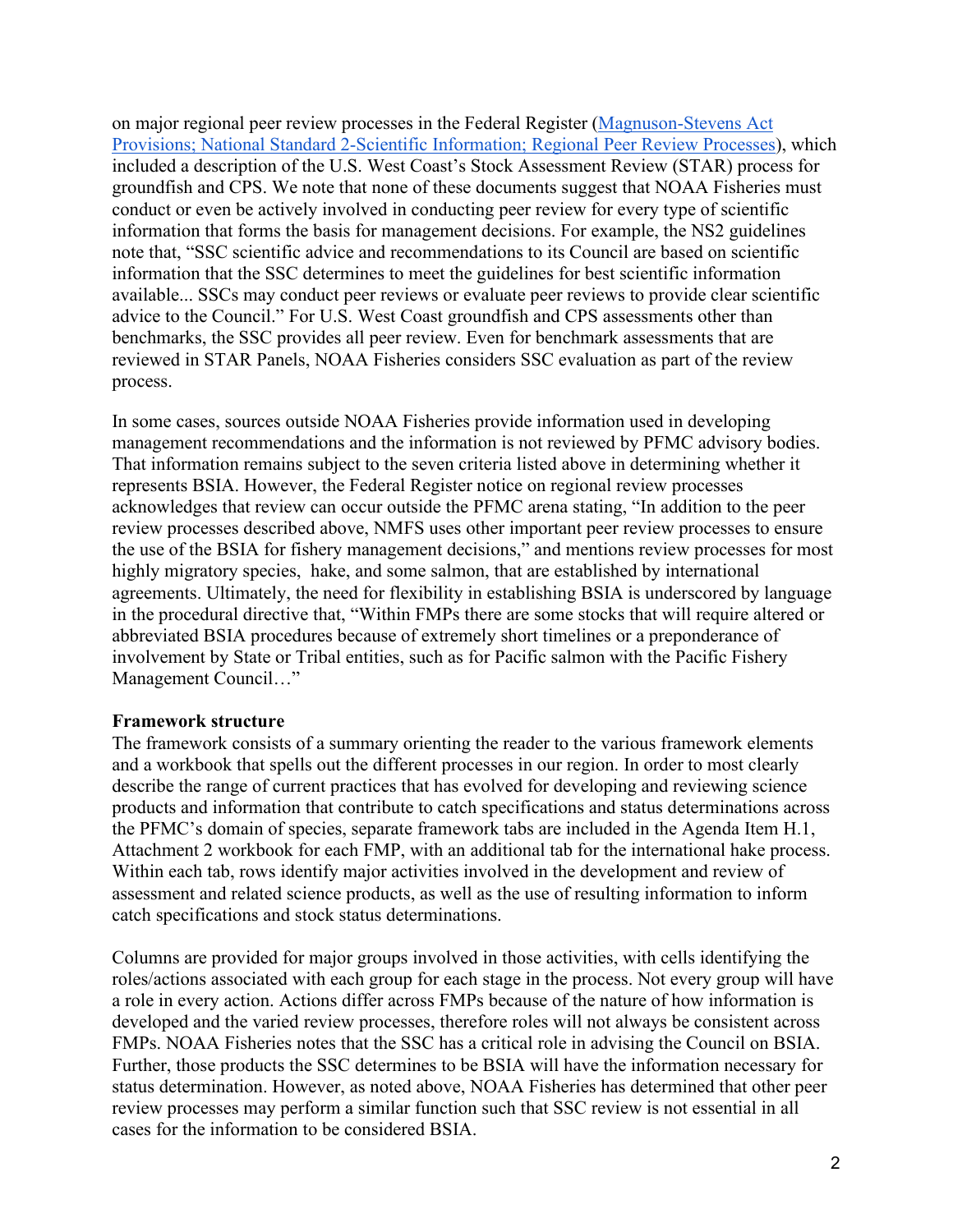on major regional peer review processes in the Federal Register ([Magnuson-Stevens Act Provisions; National Standard 2-Scientific Information; Regional Peer Review Processes](https://www.federalregister.gov/)), which included a description of the U.S. West Coast's Stock Assessment Review (STAR) process for groundfish and CPS. We note that none of these documents suggest that NOAA Fisheries must conduct or even be actively involved in conducting peer review for every type of scientific information that forms the basis for management decisions. For example, the NS2 guidelines note that, "SSC scientific advice and recommendations to its Council are based on scientific information that the SSC determines to meet the guidelines for best scientific information available... SSCs may conduct peer reviews or evaluate peer reviews to provide clear scientific advice to the Council." For U.S. West Coast groundfish and CPS assessments other than benchmarks, the SSC provides all peer review. Even for benchmark assessments that are reviewed in STAR Panels, NOAA Fisheries considers SSC evaluation as part of the review process.

In some cases, sources outside NOAA Fisheries provide information used in developing management recommendations and the information is not reviewed by PFMC advisory bodies. That information remains subject to the seven criteria listed above in determining whether it represents BSIA. However, the Federal Register notice on regional review processes acknowledges that review can occur outside the PFMC arena stating, "In addition to the peer review processes described above, NMFS uses other important peer review processes to ensure the use of the BSIA for fishery management decisions," and mentions review processes for most highly migratory species, hake, and some salmon, that are established by international agreements. Ultimately, the need for flexibility in establishing BSIA is underscored by language in the procedural directive that, "Within FMPs there are some stocks that will require altered or abbreviated BSIA procedures because of extremely short timelines or a preponderance of involvement by State or Tribal entities, such as for Pacific salmon with the Pacific Fishery Management Council…"

**Framework structure**

The framework consists of a summary orienting the reader to the various framework elements and a workbook that spells out the different processes in our region. In order to most clearly describe the range of current practices that has evolved for developing and reviewing science products and information that contribute to catch specifications and status determinations across the PFMC's domain of species, separate framework tabs are included in the Agenda Item H.1, Attachment 2 workbook for each FMP, with an additional tab for the international hake process. Within each tab, rows identify major activities involved in the development and review of assessment and related science products, as well as the use of resulting information to inform catch specifications and stock status determinations.

Columns are provided for major groups involved in those activities, with cells identifying the roles/actions associated with each group for each stage in the process. Not every group will have a role in every action. Actions differ across FMPs because of the nature of how information is developed and the varied review processes, therefore roles will not always be consistent across FMPs. NOAA Fisheries notes that the SSC has a critical role in advising the Council on BSIA. Further, those products the SSC determines to be BSIA will have the information necessary for status determination. However, as noted above, NOAA Fisheries has determined that other peer review processes may perform a similar function such that SSC review is not essential in all cases for the information to be considered BSIA.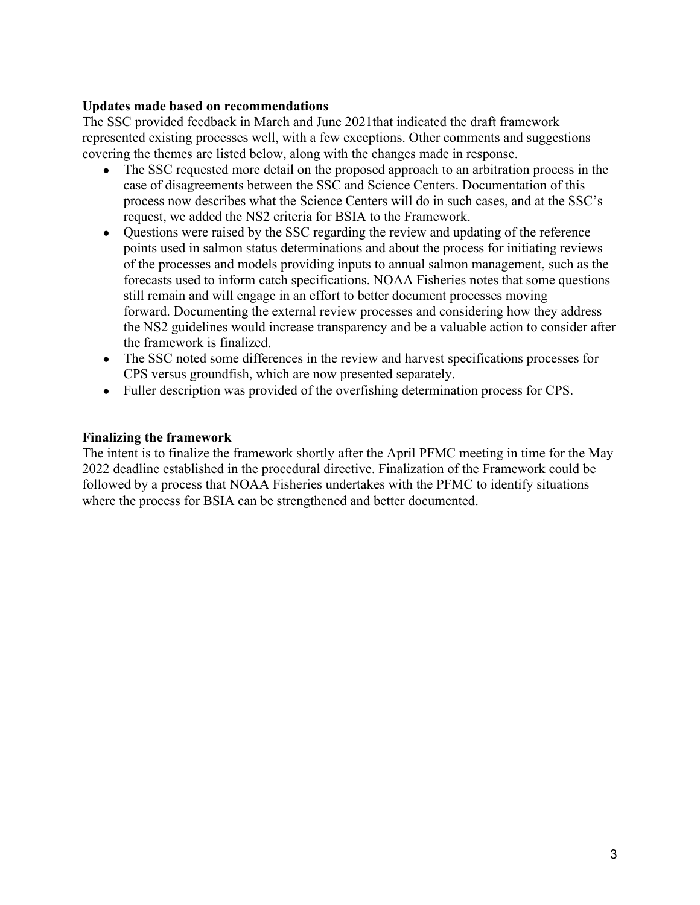**Updates made based on recommendations**

The SSC provided feedback in March and June 2021that indicated the draft framework represented existing processes well, with a few exceptions. Other comments and suggestions covering the themes are listed below, along with the changes made in response.

- The SSC requested more detail on the proposed approach to an arbitration process in the case of disagreements between the SSC and Science Centers. Documentation of this process now describes what the Science Centers will do in such cases, and at the SSC's request, we added the NS2 criteria for BSIA to the Framework.
- Questions were raised by the SSC regarding the review and updating of the reference points used in salmon status determinations and about the process for initiating reviews of the processes and models providing inputs to annual salmon management, such as the forecasts used to inform catch specifications. NOAA Fisheries notes that some questions still remain and will engage in an effort to better document processes moving forward. Documenting the external review processes and considering how they address the NS2 guidelines would increase transparency and be a valuable action to consider after the framework is finalized.
- The SSC noted some differences in the review and harvest specifications processes for CPS versus groundfish, which are now presented separately.
- Fuller description was provided of the overfishing determination process for CPS.

**Finalizing the framework**

The intent is to finalize the framework shortly after the April PFMC meeting in time for the May 2022 deadline established in the procedural directive. Finalization of the Framework could be followed by a process that NOAA Fisheries undertakes with the PFMC to identify situations where the process for BSIA can be strengthened and better documented.